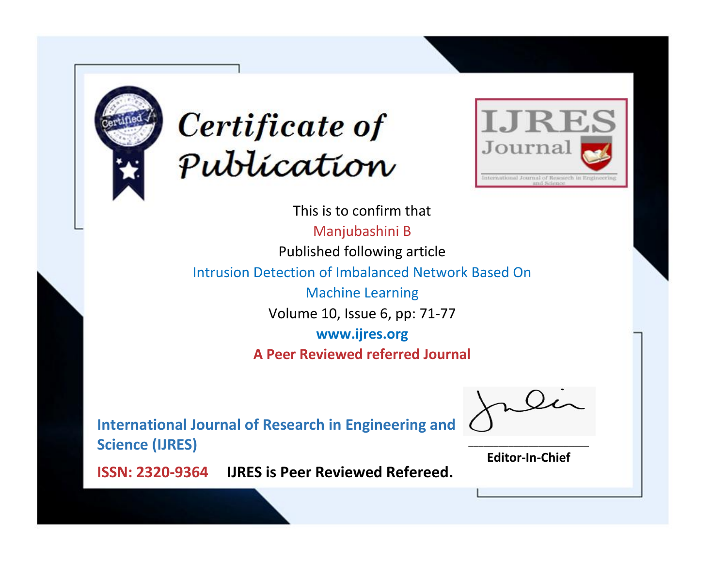# Certificate of Publication

IJRES Journal

International Journal of Research in Engineering and Science

This is to confirm that

Manjubashini B

Published following article

Intrusion Detection of Imbalanced Network Based On Machine Learning

Volume 10, Issue 6, pp: 71-77

**www.ijres.org**

**A Peer Reviewed referred Journal**

**International Journal of Research in Engineering and Science (IJRES)**

**ISSN: 2320-9364** **IJRES is Peer Reviewed Refereed.**

**Editor-In-Chief**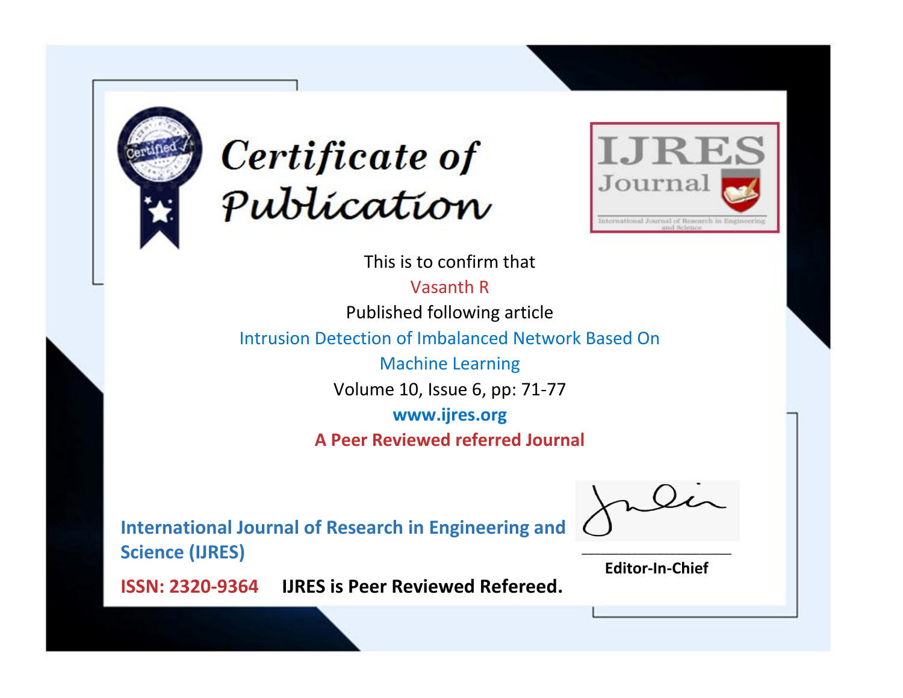# Certificate of Publication

IJRES Journal

International Journal of Research in Engineering and Science

This is to confirm that

Vasanth R

Published following article

Intrusion Detection of Imbalanced Network Based On Machine Learning

Volume 10, Issue 6, pp: 71-77

**www.ijres.org**

**A Peer Reviewed referred Journal**

**International Journal of Research in Engineering and Science (IJRES)**

**ISSN: 2320-9364** **IJRES is Peer Reviewed Refereed.**

**Editor-In-Chief**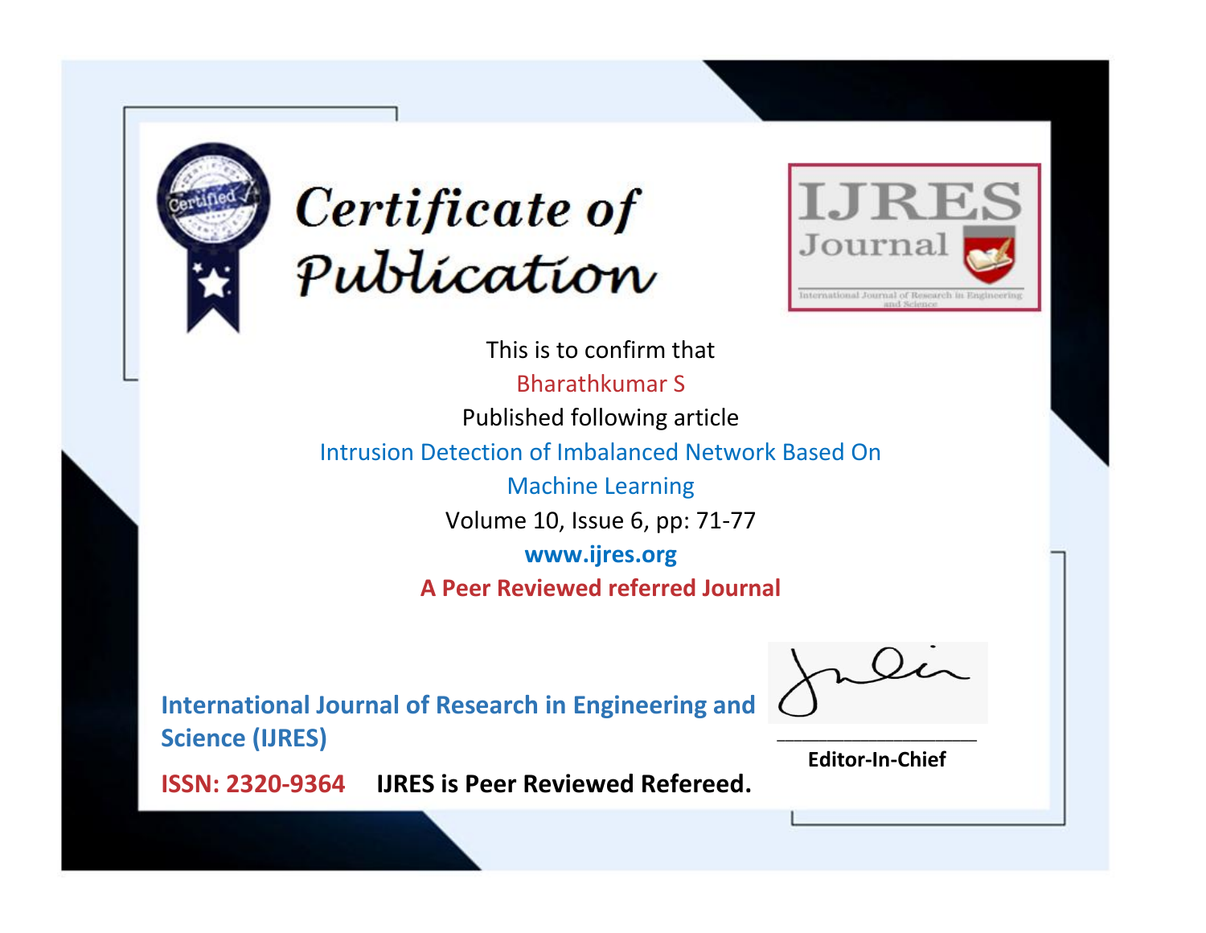# Certificate of Publication

IJRES Journal

International Journal of Research in Engineering and Science

This is to confirm that

Bharathkumar S

Published following article

Intrusion Detection of Imbalanced Network Based On Machine Learning

Volume 10, Issue 6, pp: 71-77

**www.ijres.org**

**A Peer Reviewed referred Journal**

**International Journal of Research in Engineering and Science (IJRES)**

**ISSN: 2320-9364** **IJRES is Peer Reviewed Refereed.**

**Editor-In-Chief**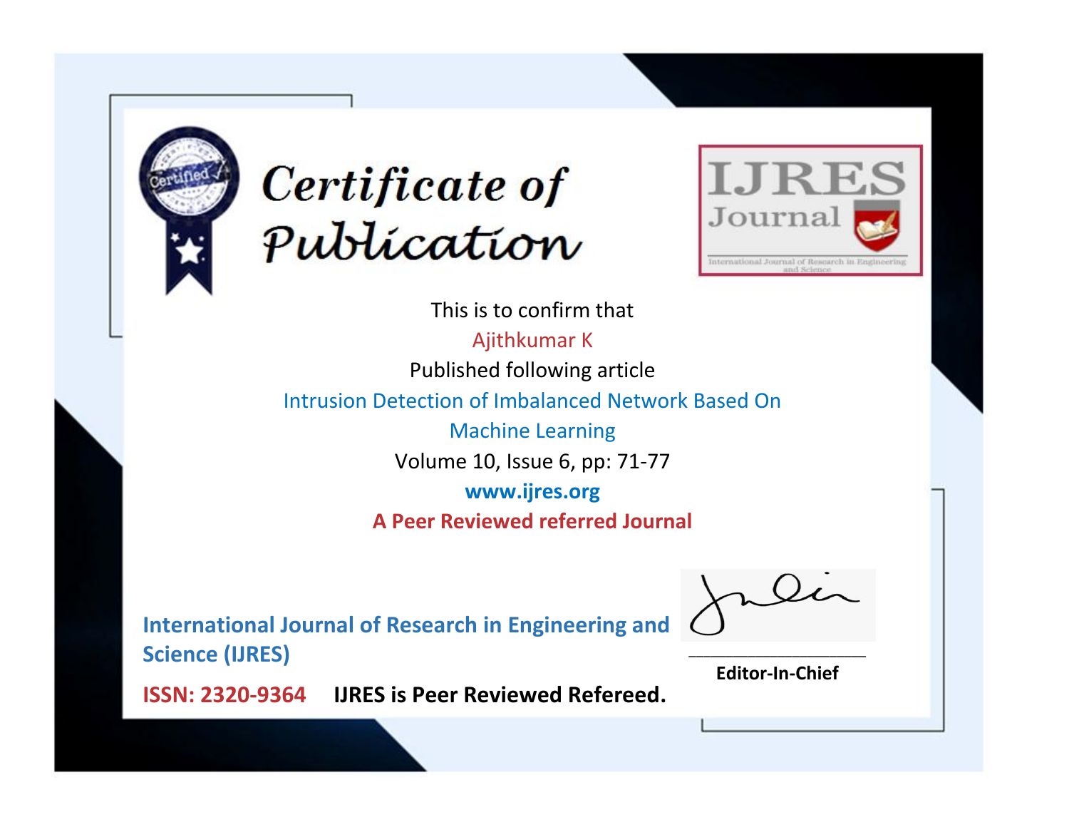# Certificate of Publication

**IJRES Journal**

International Journal of Research in Engineering and Science

This is to confirm that

Ajithkumar K

Published following article

Intrusion Detection of Imbalanced Network Based On Machine Learning

Volume 10, Issue 6, pp: 71-77

**www.ijres.org**

**A Peer Reviewed referred Journal**

**International Journal of Research in Engineering and Science (IJRES)**

**ISSN: 2320-9364** **IJRES is Peer Reviewed Refereed.**

**Editor-In-Chief**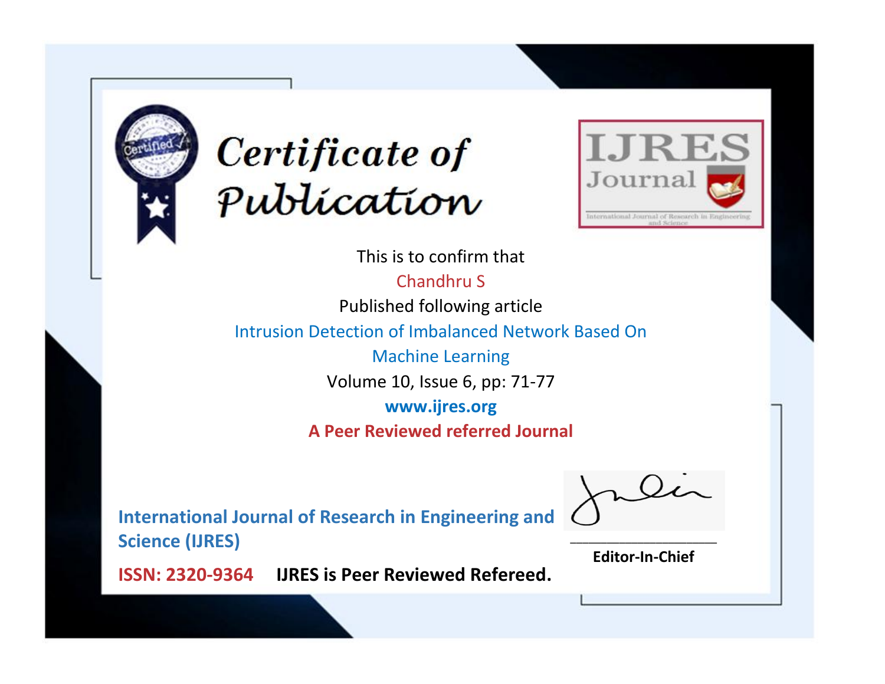# Certificate of Publication

IJRES Journal

International Journal of Research in Engineering and Science

This is to confirm that

Chandhru S

Published following article

Intrusion Detection of Imbalanced Network Based On Machine Learning

Volume 10, Issue 6, pp: 71-77

**www.ijres.org**

**A Peer Reviewed referred Journal**

**International Journal of Research in Engineering and Science (IJRES)**

**ISSN: 2320-9364** **IJRES is Peer Reviewed Refereed.**

**Editor-In-Chief**